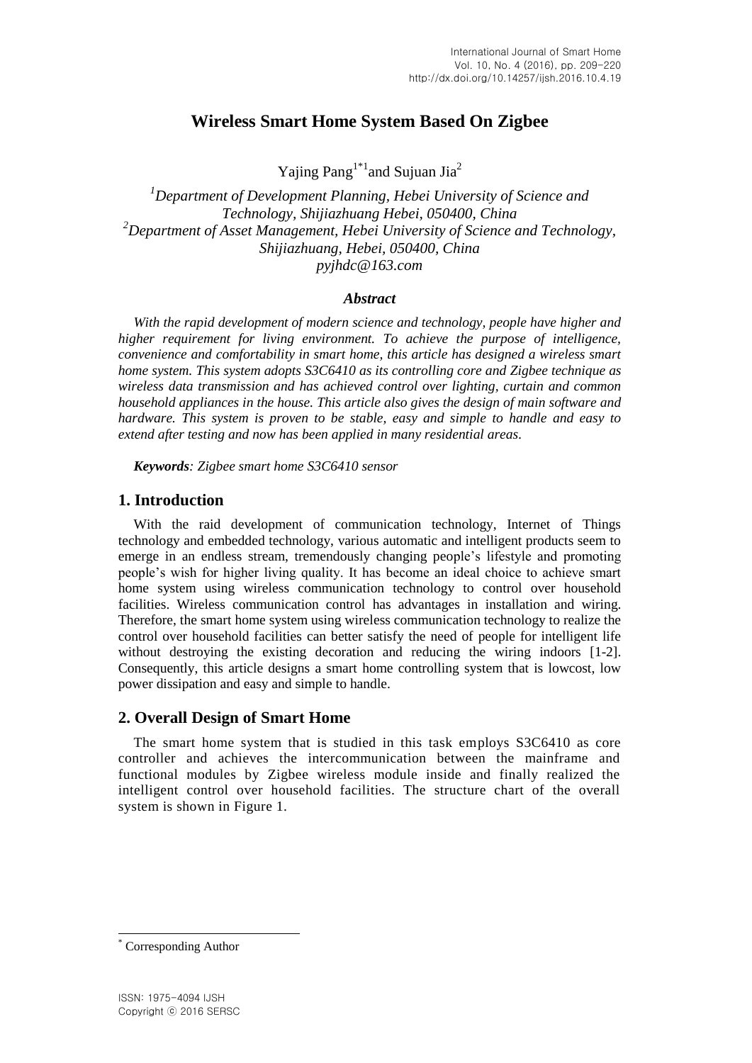# Wireless Smart Home System Based On Zigbee

Yajing Pang[1*1] and Sujuan Jia[2]

[1]*Department of Development Planning, Hebei University of Science and Technology, Shijiazhuang Hebei, 050400, China*
[2]*Department of Asset Management, Hebei University of Science and Technology, Shijiazhuang, Hebei, 050400, China*
*pyjhdc@163.com*

### *Abstract*

*With the rapid development of modern science and technology, people have higher and higher requirement for living environment. To achieve the purpose of intelligence, convenience and comfortability in smart home, this article has designed a wireless smart home system. This system adopts S3C6410 as its controlling core and Zigbee technique as wireless data transmission and has achieved control over lighting, curtain and common household appliances in the house. This article also gives the design of main software and hardware. This system is proven to be stable, easy and simple to handle and easy to extend after testing and now has been applied in many residential areas.*

***Keywords**: Zigbee smart home S3C6410 sensor*

## 1. Introduction

With the raid development of communication technology, Internet of Things technology and embedded technology, various automatic and intelligent products seem to emerge in an endless stream, tremendously changing people's lifestyle and promoting people's wish for higher living quality. It has become an ideal choice to achieve smart home system using wireless communication technology to control over household facilities. Wireless communication control has advantages in installation and wiring. Therefore, the smart home system using wireless communication technology to realize the control over household facilities can better satisfy the need of people for intelligent life without destroying the existing decoration and reducing the wiring indoors [1-2]. Consequently, this article designs a smart home controlling system that is lowcost, low power dissipation and easy and simple to handle.

## 2. Overall Design of Smart Home

The smart home system that is studied in this task employs S3C6410 as core controller and achieves the intercommunication between the mainframe and functional modules by Zigbee wireless module inside and finally realized the intelligent control over household facilities. The structure chart of the overall system is shown in Figure 1.

---

[*] Corresponding Author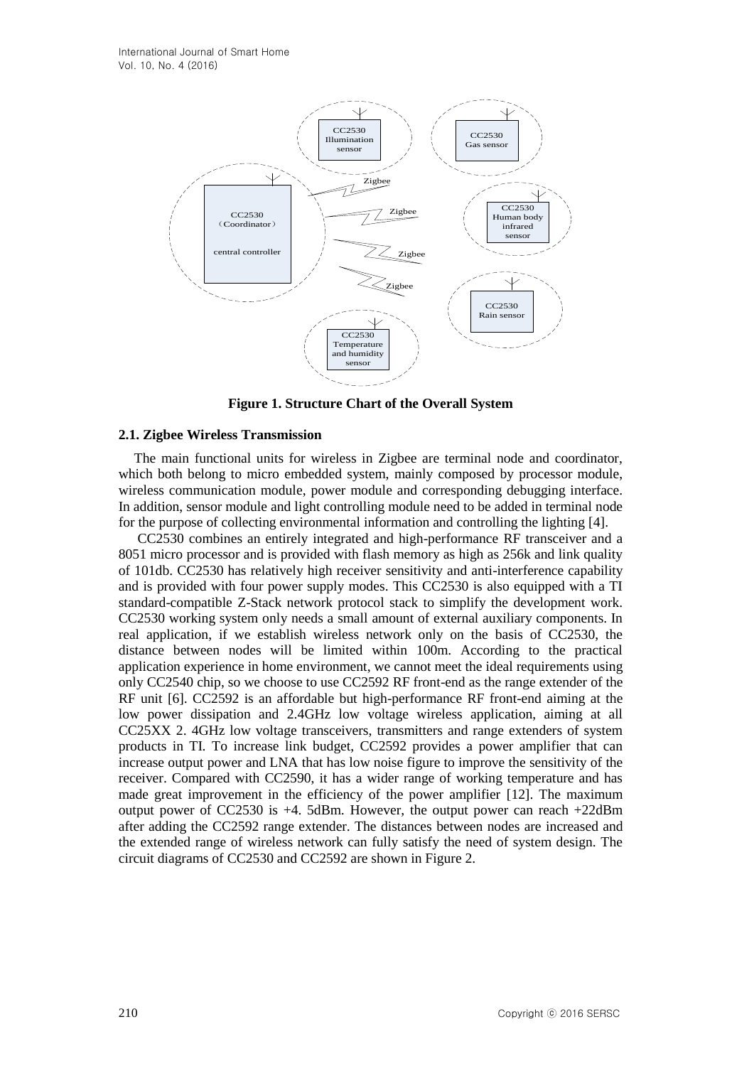CC2530
Illumination
sensor

CC2530
Gas sensor

Zigbee

Zigbee

CC2530
（Coordinator）

central controller

CC2530
Human body
infrared
sensor

Zigbee

Zigbee

CC2530
Rain sensor

CC2530
Temperature
and humidity
sensor

**Figure 1. Structure Chart of the Overall System**

### 2.1. Zigbee Wireless Transmission

The main functional units for wireless in Zigbee are terminal node and coordinator, which both belong to micro embedded system, mainly composed by processor module, wireless communication module, power module and corresponding debugging interface. In addition, sensor module and light controlling module need to be added in terminal node for the purpose of collecting environmental information and controlling the lighting [4].

CC2530 combines an entirely integrated and high-performance RF transceiver and a 8051 micro processor and is provided with flash memory as high as 256k and link quality of 101db. CC2530 has relatively high receiver sensitivity and anti-interference capability and is provided with four power supply modes. This CC2530 is also equipped with a TI standard-compatible Z-Stack network protocol stack to simplify the development work. CC2530 working system only needs a small amount of external auxiliary components. In real application, if we establish wireless network only on the basis of CC2530, the distance between nodes will be limited within 100m. According to the practical application experience in home environment, we cannot meet the ideal requirements using only CC2540 chip, so we choose to use CC2592 RF front-end as the range extender of the RF unit [6]. CC2592 is an affordable but high-performance RF front-end aiming at the low power dissipation and 2.4GHz low voltage wireless application, aiming at all CC25XX 2. 4GHz low voltage transceivers, transmitters and range extenders of system products in TI. To increase link budget, CC2592 provides a power amplifier that can increase output power and LNA that has low noise figure to improve the sensitivity of the receiver. Compared with CC2590, it has a wider range of working temperature and has made great improvement in the efficiency of the power amplifier [12]. The maximum output power of CC2530 is +4. 5dBm. However, the output power can reach +22dBm after adding the CC2592 range extender. The distances between nodes are increased and the extended range of wireless network can fully satisfy the need of system design. The circuit diagrams of CC2530 and CC2592 are shown in Figure 2.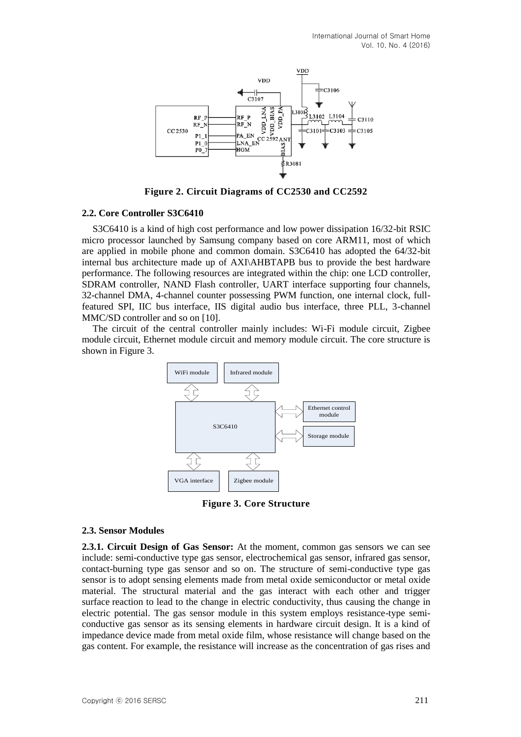**Figure 2. Circuit Diagrams of CC2530 and CC2592**

### 2.2. Core Controller S3C6410

S3C6410 is a kind of high cost performance and low power dissipation 16/32-bit RSIC micro processor launched by Samsung company based on core ARM11, most of which are applied in mobile phone and common domain. S3C6410 has adopted the 64/32-bit internal bus architecture made up of AXI\AHBTAPB bus to provide the best hardware performance. The following resources are integrated within the chip: one LCD controller, SDRAM controller, NAND Flash controller, UART interface supporting four channels, 32-channel DMA, 4-channel counter possessing PWM function, one internal clock, full-featured SPI, IIC bus interface, IIS digital audio bus interface, three PLL, 3-channel MMC/SD controller and so on [10].

The circuit of the central controller mainly includes: Wi-Fi module circuit, Zigbee module circuit, Ethernet module circuit and memory module circuit. The core structure is shown in Figure 3.

**Figure 3. Core Structure**

### 2.3. Sensor Modules

**2.3.1. Circuit Design of Gas Sensor:** At the moment, common gas sensors we can see include: semi-conductive type gas sensor, electrochemical gas sensor, infrared gas sensor, contact-burning type gas sensor and so on. The structure of semi-conductive type gas sensor is to adopt sensing elements made from metal oxide semiconductor or metal oxide material. The structural material and the gas interact with each other and trigger surface reaction to lead to the change in electric conductivity, thus causing the change in electric potential. The gas sensor module in this system employs resistance-type semi-conductive gas sensor as its sensing elements in hardware circuit design. It is a kind of impedance device made from metal oxide film, whose resistance will change based on the gas content. For example, the resistance will increase as the concentration of gas rises and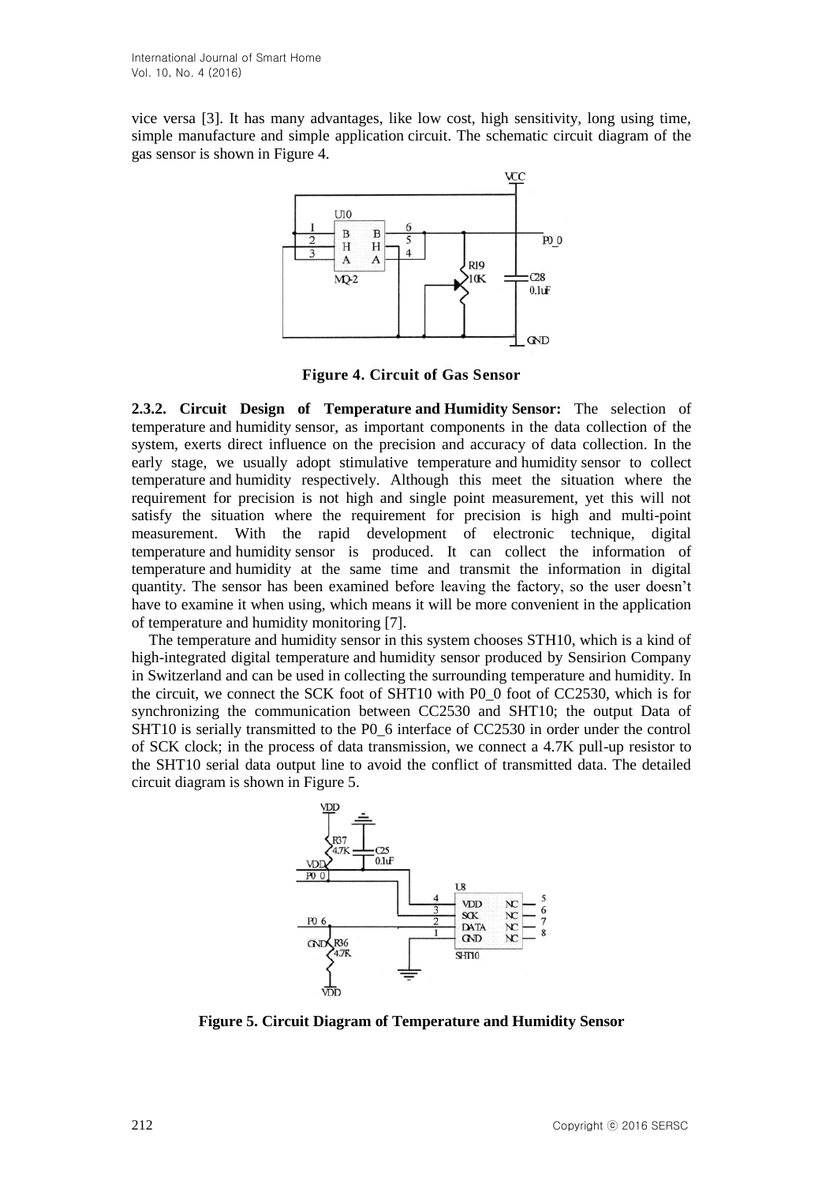vice versa [3]. It has many advantages, like low cost, high sensitivity, long using time, simple manufacture and simple application circuit. The schematic circuit diagram of the gas sensor is shown in Figure 4.

VCC
U10
1
2
3
B
H
A
B
H
A
6
5
4
MQ-2
R19
10K
C28
0.1uF
P0_0
GND

**Figure 4. Circuit of Gas Sensor**

**2.3.2. Circuit Design of Temperature and Humidity Sensor:** The selection of temperature and humidity sensor, as important components in the data collection of the system, exerts direct influence on the precision and accuracy of data collection. In the early stage, we usually adopt stimulative temperature and humidity sensor to collect temperature and humidity respectively. Although this meet the situation where the requirement for precision is not high and single point measurement, yet this will not satisfy the situation where the requirement for precision is high and multi-point measurement. With the rapid development of electronic technique, digital temperature and humidity sensor is produced. It can collect the information of temperature and humidity at the same time and transmit the information in digital quantity. The sensor has been examined before leaving the factory, so the user doesn't have to examine it when using, which means it will be more convenient in the application of temperature and humidity monitoring [7].

The temperature and humidity sensor in this system chooses STH10, which is a kind of high-integrated digital temperature and humidity sensor produced by Sensirion Company in Switzerland and can be used in collecting the surrounding temperature and humidity. In the circuit, we connect the SCK foot of SHT10 with P0_0 foot of CC2530, which is for synchronizing the communication between CC2530 and SHT10; the output Data of SHT10 is serially transmitted to the P0_6 interface of CC2530 in order under the control of SCK clock; in the process of data transmission, we connect a 4.7K pull-up resistor to the SHT10 serial data output line to avoid the conflict of transmitted data. The detailed circuit diagram is shown in Figure 5.

VDD
R37
4.7K
C25
0.1uF
VDD
P0_0
U8
4
3
2
1
VDD
SCK
DATA
GND
NC
NC
NC
NC
5
6
7
8
SHT10
P0_6
GND
R36
4.7K
VDD

**Figure 5. Circuit Diagram of Temperature and Humidity Sensor**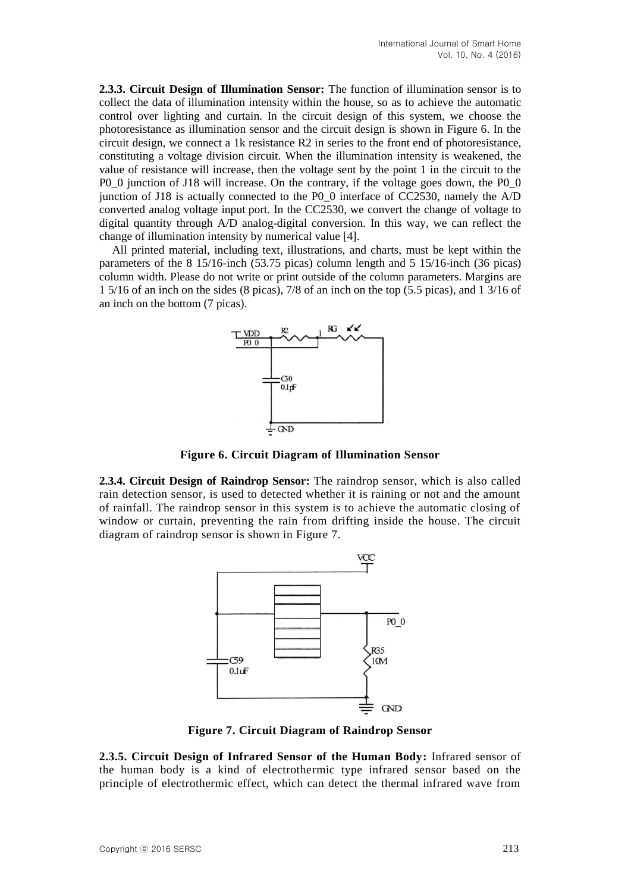**2.3.3. Circuit Design of Illumination Sensor:** The function of illumination sensor is to collect the data of illumination intensity within the house, so as to achieve the automatic control over lighting and curtain. In the circuit design of this system, we choose the photoresistance as illumination sensor and the circuit design is shown in Figure 6. In the circuit design, we connect a 1k resistance R2 in series to the front end of photoresistance, constituting a voltage division circuit. When the illumination intensity is weakened, the value of resistance will increase, then the voltage sent by the point 1 in the circuit to the P0_0 junction of J18 will increase. On the contrary, if the voltage goes down, the P0_0 junction of J18 is actually connected to the P0_0 interface of CC2530, namely the A/D converted analog voltage input port. In the CC2530, we convert the change of voltage to digital quantity through A/D analog-digital conversion. In this way, we can reflect the change of illumination intensity by numerical value [4].

All printed material, including text, illustrations, and charts, must be kept within the parameters of the 8 15/16-inch (53.75 picas) column length and 5 15/16-inch (36 picas) column width. Please do not write or print outside of the column parameters. Margins are 1 5/16 of an inch on the sides (8 picas), 7/8 of an inch on the top (5.5 picas), and 1 3/16 of an inch on the bottom (7 picas).

VDD
P0_0
R2
1
RG
C30
0.1pF
GND

**Figure 6. Circuit Diagram of Illumination Sensor**

**2.3.4. Circuit Design of Raindrop Sensor:** The raindrop sensor, which is also called rain detection sensor, is used to detected whether it is raining or not and the amount of rainfall. The raindrop sensor in this system is to achieve the automatic closing of window or curtain, preventing the rain from drifting inside the house. The circuit diagram of raindrop sensor is shown in Figure 7.

VCC
P0_0
R35
10M
C59
0.1uF
GND

**Figure 7. Circuit Diagram of Raindrop Sensor**

**2.3.5. Circuit Design of Infrared Sensor of the Human Body:** Infrared sensor of the human body is a kind of electrothermic type infrared sensor based on the principle of electrothermic effect, which can detect the thermal infrared wave from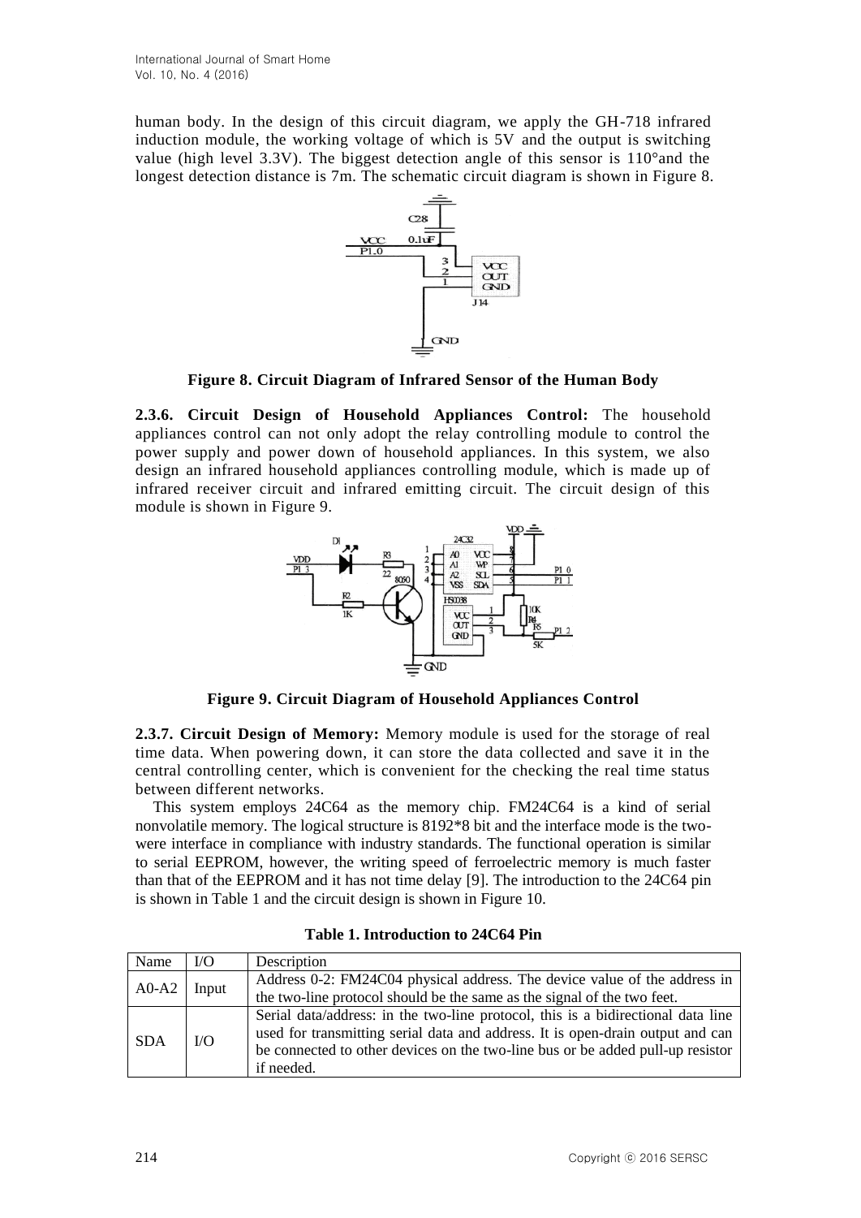human body. In the design of this circuit diagram, we apply the GH-718 infrared induction module, the working voltage of which is 5V and the output is switching value (high level 3.3V). The biggest detection angle of this sensor is 110°and the longest detection distance is 7m. The schematic circuit diagram is shown in Figure 8.

C28
0.1uF
VCC
P1.0
3
2
1
VCC
OUT
GND
J14
GND

**Figure 8. Circuit Diagram of Infrared Sensor of the Human Body**

**2.3.6. Circuit Design of Household Appliances Control:** The household appliances control can not only adopt the relay controlling module to control the power supply and power down of household appliances. In this system, we also design an infrared household appliances controlling module, which is made up of infrared receiver circuit and infrared emitting circuit. The circuit design of this module is shown in Figure 9.

D1
VDD
P1 3
R3
22
8050
R2
1K
24C32
A0 VCC
A1 WP
A2 SCL
VSS SDA
1
2
3
4
8
7
6
5
VDD
P1 0
P1 1
HS0038
VCC
OUT
GND
1
2
3
10K
R4
R5
5K
P1 2
GND

**Figure 9. Circuit Diagram of Household Appliances Control**

**2.3.7. Circuit Design of Memory:** Memory module is used for the storage of real time data. When powering down, it can store the data collected and save it in the central controlling center, which is convenient for the checking the real time status between different networks.

This system employs 24C64 as the memory chip. FM24C64 is a kind of serial nonvolatile memory. The logical structure is 8192*8 bit and the interface mode is the two-were interface in compliance with industry standards. The functional operation is similar to serial EEPROM, however, the writing speed of ferroelectric memory is much faster than that of the EEPROM and it has not time delay [9]. The introduction to the 24C64 pin is shown in Table 1 and the circuit design is shown in Figure 10.

**Table 1. Introduction to 24C64 Pin**

| Name | I/O | Description |
| --- | --- | --- |
| A0-A2 | Input | Address 0-2: FM24C04 physical address. The device value of the address in the two-line protocol should be the same as the signal of the two feet. |
| SDA | I/O | Serial data/address: in the two-line protocol, this is a bidirectional data line used for transmitting serial data and address. It is open-drain output and can be connected to other devices on the two-line bus or be added pull-up resistor if needed. |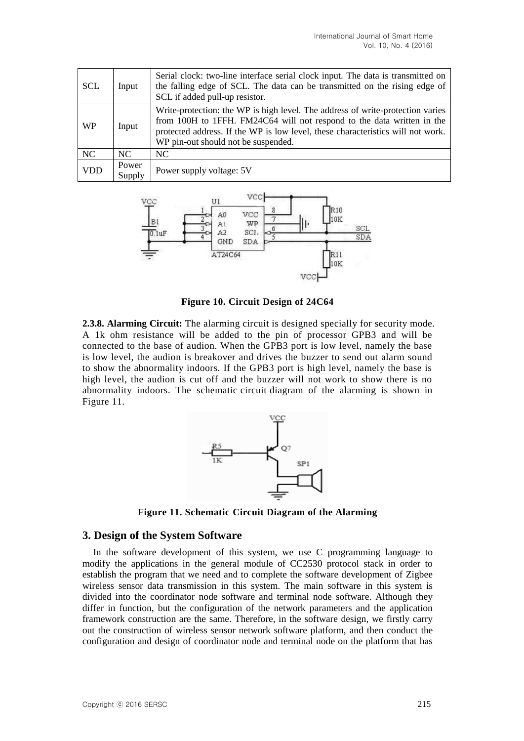| | | |
|---|---|---|
| SCL | Input | Serial clock: two-line interface serial clock input. The data is transmitted on the falling edge of SCL. The data can be transmitted on the rising edge of SCL if added pull-up resistor. |
| WP | Input | Write-protection: the WP is high level. The address of write-protection varies from 100H to 1FFH. FM24C64 will not respond to the data written in the protected address. If the WP is low level, these characteristics will not work. WP pin-out should not be suspended. |
| NC | NC | NC |
| VDD | Power Supply | Power supply voltage: 5V |

VCC
U1
VCC
B1
0.1uF
A0
A1
A2
GND
VCC
WP
SCL
SDA
AT24C64
R10
10K
R11
10K
SCL
SDA
VCC

**Figure 10. Circuit Design of 24C64**

**2.3.8. Alarming Circuit:** The alarming circuit is designed specially for security mode. A 1k ohm resistance will be added to the pin of processor GPB3 and will be connected to the base of audion. When the GPB3 port is low level, namely the base is low level, the audion is breakover and drives the buzzer to send out alarm sound to show the abnormality indoors. If the GPB3 port is high level, namely the base is high level, the audion is cut off and the buzzer will not work to show there is no abnormality indoors. The schematic circuit diagram of the alarming is shown in Figure 11.

VCC
R5
1K
Q7
SP1

**Figure 11. Schematic Circuit Diagram of the Alarming**

## 3. Design of the System Software

In the software development of this system, we use C programming language to modify the applications in the general module of CC2530 protocol stack in order to establish the program that we need and to complete the software development of Zigbee wireless sensor data transmission in this system. The main software in this system is divided into the coordinator node software and terminal node software. Although they differ in function, but the configuration of the network parameters and the application framework construction are the same. Therefore, in the software design, we firstly carry out the construction of wireless sensor network software platform, and then conduct the configuration and design of coordinator node and terminal node on the platform that has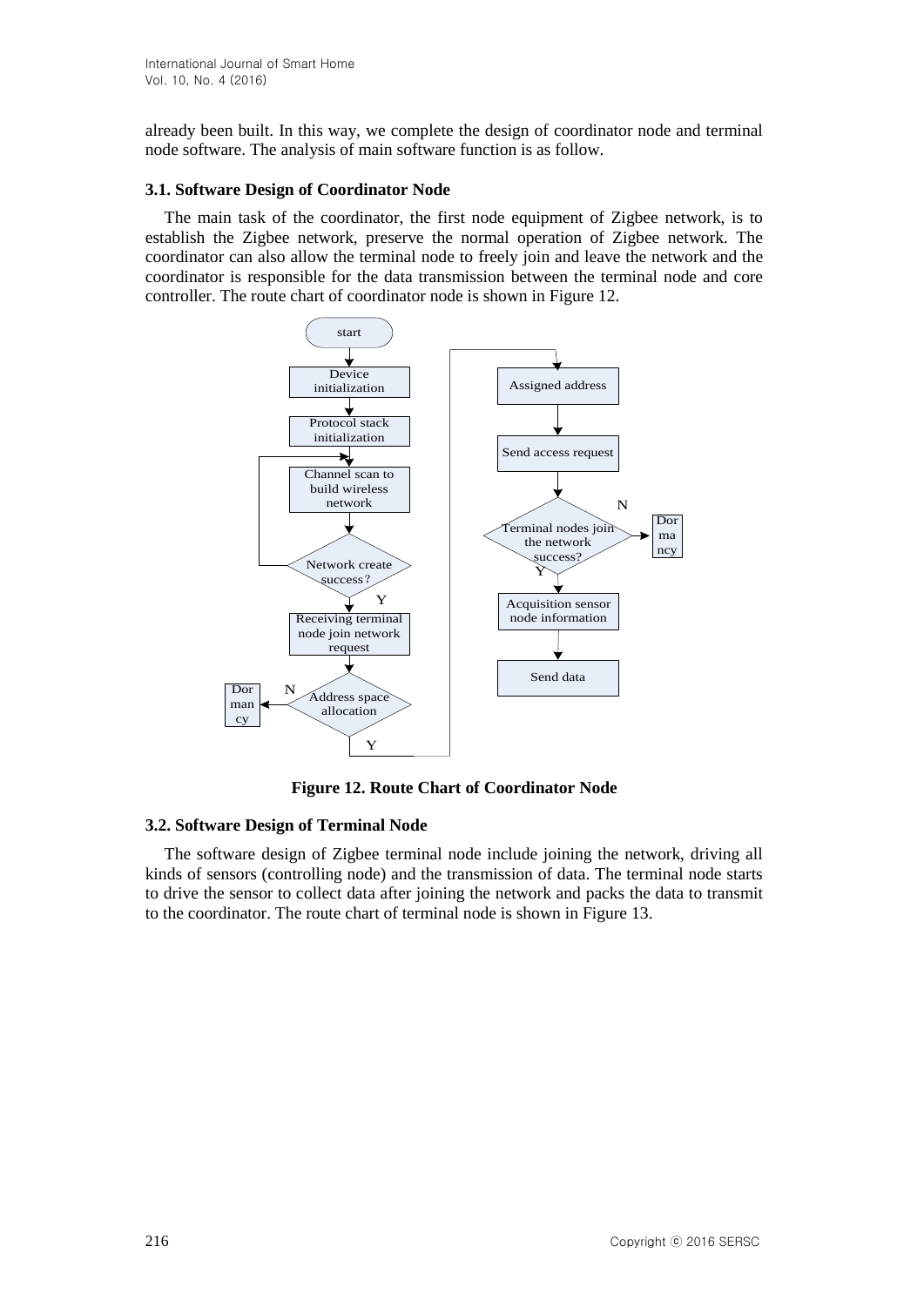already been built. In this way, we complete the design of coordinator node and terminal node software. The analysis of main software function is as follow.

### 3.1. Software Design of Coordinator Node

The main task of the coordinator, the first node equipment of Zigbee network, is to establish the Zigbee network, preserve the normal operation of Zigbee network. The coordinator can also allow the terminal node to freely join and leave the network and the coordinator is responsible for the data transmission between the terminal node and core controller. The route chart of coordinator node is shown in Figure 12.

**Figure 12. Route Chart of Coordinator Node**

### 3.2. Software Design of Terminal Node

The software design of Zigbee terminal node include joining the network, driving all kinds of sensors (controlling node) and the transmission of data. The terminal node starts to drive the sensor to collect data after joining the network and packs the data to transmit to the coordinator. The route chart of terminal node is shown in Figure 13.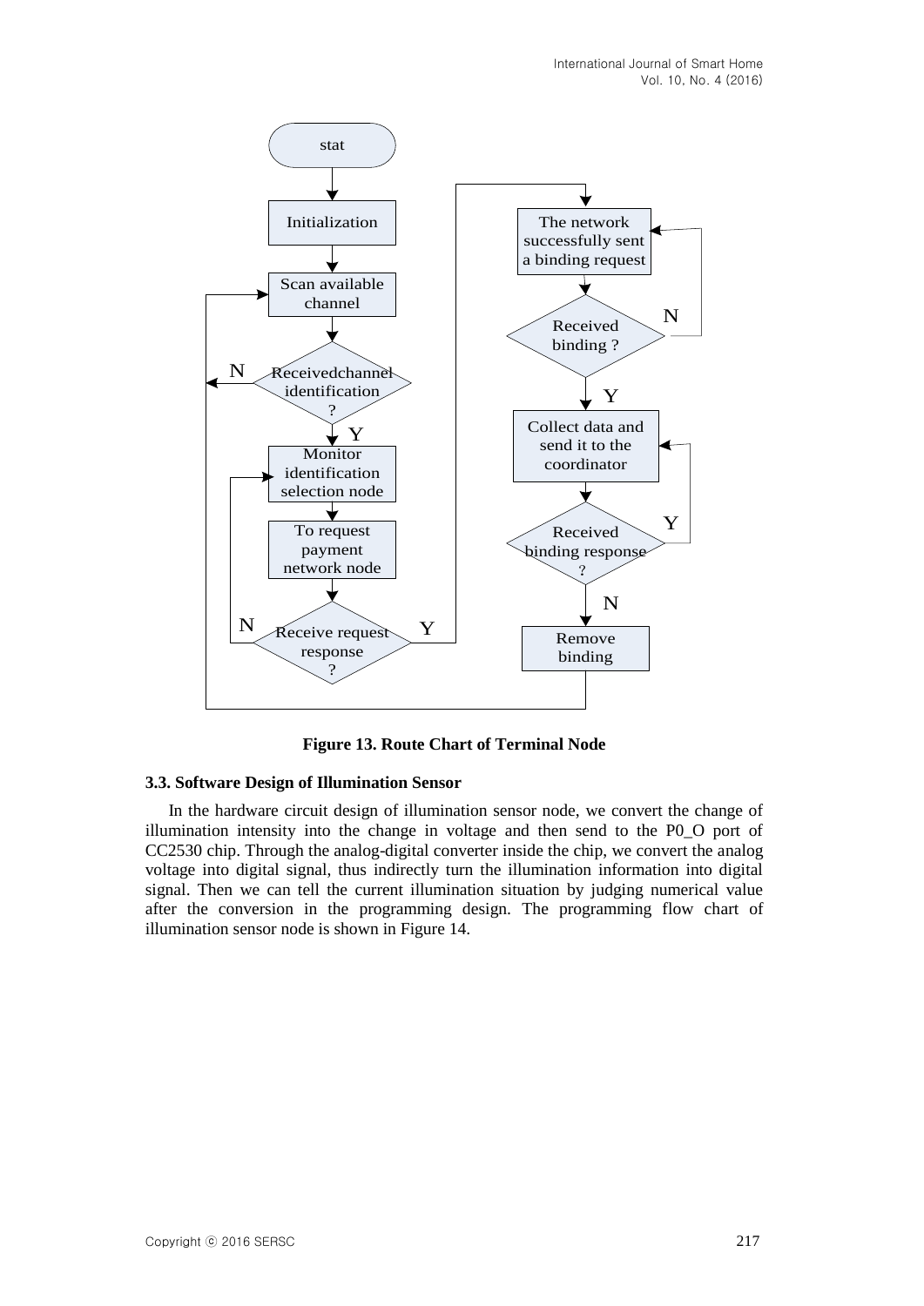stat

Initialization

Scan available channel

Receivedchannel identification ?

N

Y

Monitor identification selection node

To request payment network node

Receive request response ?

N

Y

The network successfully sent a binding request

Received binding ?

N

Y

Collect data and send it to the coordinator

Received binding response ?

Y

N

Remove binding

**Figure 13. Route Chart of Terminal Node**

### 3.3. Software Design of Illumination Sensor

In the hardware circuit design of illumination sensor node, we convert the change of illumination intensity into the change in voltage and then send to the P0_O port of CC2530 chip. Through the analog-digital converter inside the chip, we convert the analog voltage into digital signal, thus indirectly turn the illumination information into digital signal. Then we can tell the current illumination situation by judging numerical value after the conversion in the programming design. The programming flow chart of illumination sensor node is shown in Figure 14.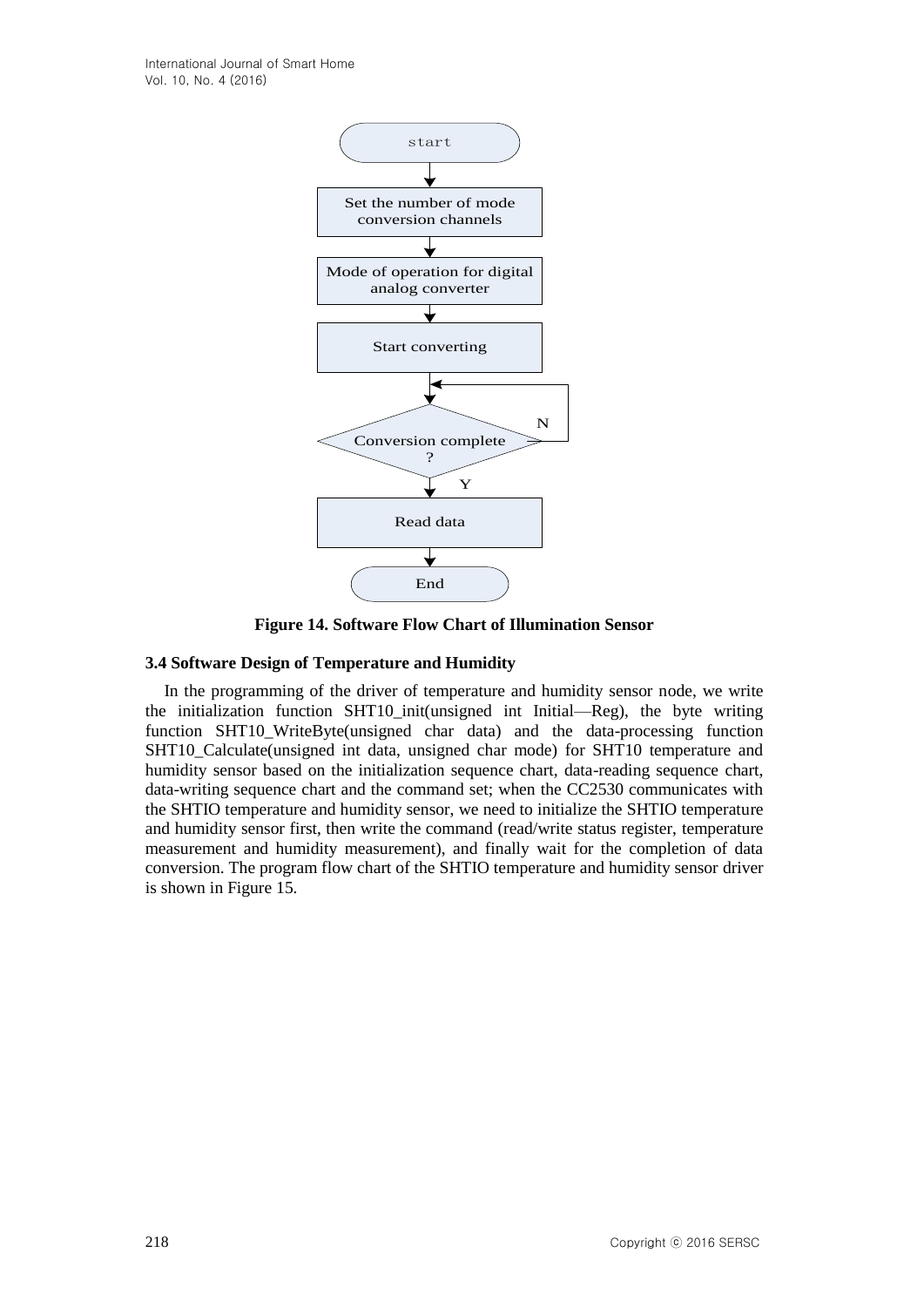start

Set the number of mode conversion channels

Mode of operation for digital analog converter

Start converting

Conversion complete ?

N

Y

Read data

End

**Figure 14. Software Flow Chart of Illumination Sensor**

### 3.4 Software Design of Temperature and Humidity

In the programming of the driver of temperature and humidity sensor node, we write the initialization function SHT10_init(unsigned int Initial—Reg), the byte writing function SHT10_WriteByte(unsigned char data) and the data-processing function SHT10_Calculate(unsigned int data, unsigned char mode) for SHT10 temperature and humidity sensor based on the initialization sequence chart, data-reading sequence chart, data-writing sequence chart and the command set; when the CC2530 communicates with the SHTIO temperature and humidity sensor, we need to initialize the SHTIO temperature and humidity sensor first, then write the command (read/write status register, temperature measurement and humidity measurement), and finally wait for the completion of data conversion. The program flow chart of the SHTIO temperature and humidity sensor driver is shown in Figure 15.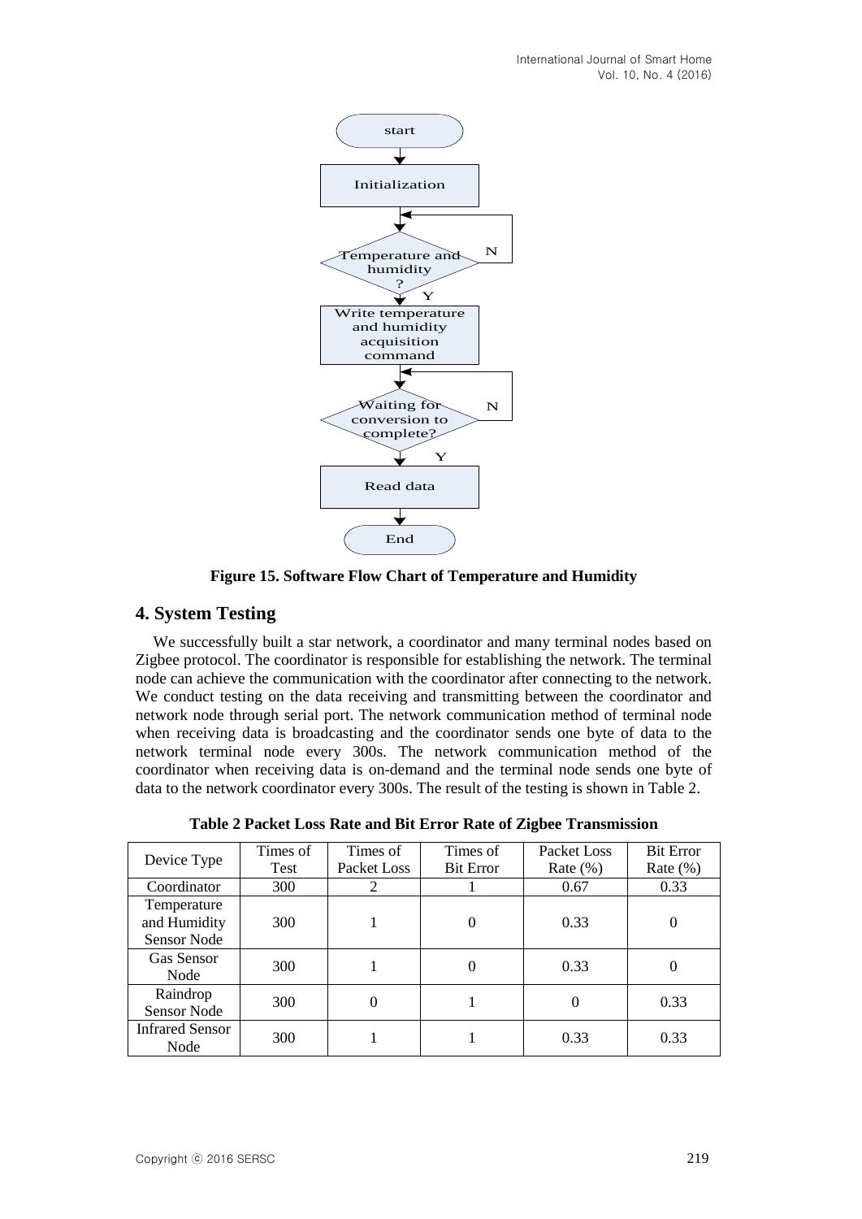start

Initialization

Temperature and humidity ?

N

Y

Write temperature and humidity acquisition command

Waiting for conversion to complete?

N

Y

Read data

End

**Figure 15. Software Flow Chart of Temperature and Humidity**

## 4. System Testing

We successfully built a star network, a coordinator and many terminal nodes based on Zigbee protocol. The coordinator is responsible for establishing the network. The terminal node can achieve the communication with the coordinator after connecting to the network. We conduct testing on the data receiving and transmitting between the coordinator and network node through serial port. The network communication method of terminal node when receiving data is broadcasting and the coordinator sends one byte of data to the network terminal node every 300s. The network communication method of the coordinator when receiving data is on-demand and the terminal node sends one byte of data to the network coordinator every 300s. The result of the testing is shown in Table 2.

**Table 2 Packet Loss Rate and Bit Error Rate of Zigbee Transmission**

| Device Type | Times of Test | Times of Packet Loss | Times of Bit Error | Packet Loss Rate (%) | Bit Error Rate (%) |
|---|---|---|---|---|---|
| Coordinator | 300 | 2 | 1 | 0.67 | 0.33 |
| Temperature and Humidity Sensor Node | 300 | 1 | 0 | 0.33 | 0 |
| Gas Sensor Node | 300 | 1 | 0 | 0.33 | 0 |
| Raindrop Sensor Node | 300 | 0 | 1 | 0 | 0.33 |
| Infrared Sensor Node | 300 | 1 | 1 | 0.33 | 0.33 |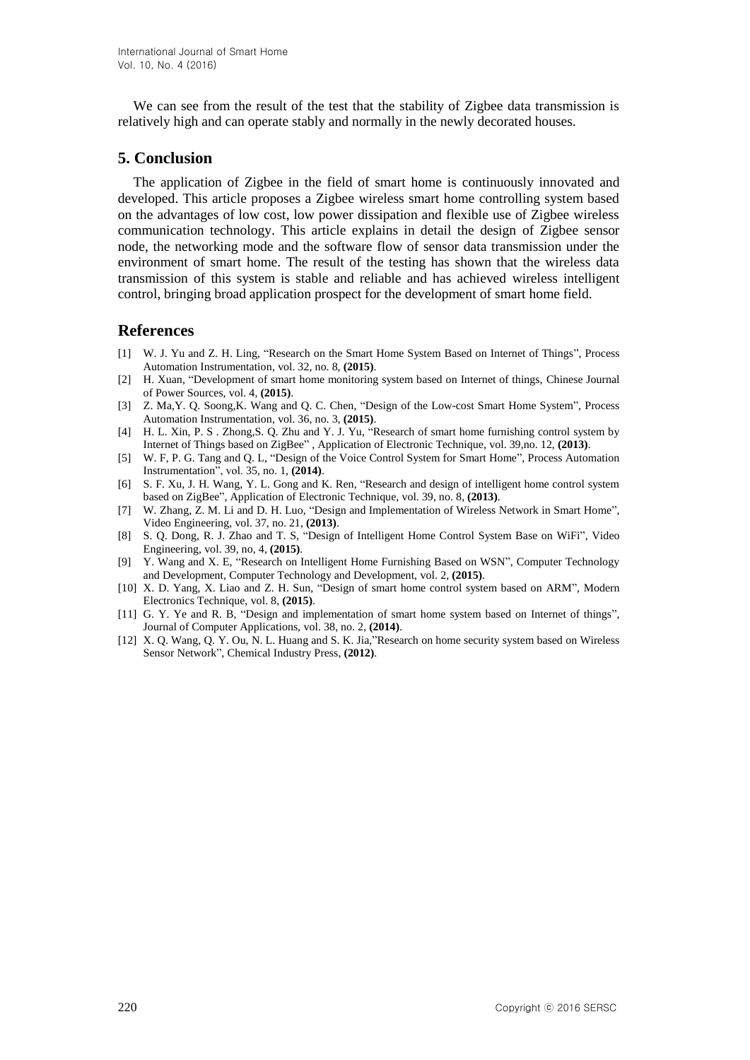We can see from the result of the test that the stability of Zigbee data transmission is relatively high and can operate stably and normally in the newly decorated houses.

## 5. Conclusion

The application of Zigbee in the field of smart home is continuously innovated and developed. This article proposes a Zigbee wireless smart home controlling system based on the advantages of low cost, low power dissipation and flexible use of Zigbee wireless communication technology. This article explains in detail the design of Zigbee sensor node, the networking mode and the software flow of sensor data transmission under the environment of smart home. The result of the testing has shown that the wireless data transmission of this system is stable and reliable and has achieved wireless intelligent control, bringing broad application prospect for the development of smart home field.

## References

[1] W. J. Yu and Z. H. Ling, "Research on the Smart Home System Based on Internet of Things", Process Automation Instrumentation, vol. 32, no. 8, **(2015)**.

[2] H. Xuan, "Development of smart home monitoring system based on Internet of things, Chinese Journal of Power Sources, vol. 4, **(2015)**.

[3] Z. Ma,Y. Q. Soong,K. Wang and Q. C. Chen, "Design of the Low-cost Smart Home System", Process Automation Instrumentation, vol. 36, no. 3, **(2015)**.

[4] H. L. Xin, P. S . Zhong,S. Q. Zhu and Y. J. Yu, "Research of smart home furnishing control system by Internet of Things based on ZigBee" , Application of Electronic Technique, vol. 39,no. 12, **(2013)**.

[5] W. F, P. G. Tang and Q. L, "Design of the Voice Control System for Smart Home", Process Automation Instrumentation", vol. 35, no. 1, **(2014)**.

[6] S. F. Xu, J. H. Wang, Y. L. Gong and K. Ren, "Research and design of intelligent home control system based on ZigBee", Application of Electronic Technique, vol. 39, no. 8, **(2013)**.

[7] W. Zhang, Z. M. Li and D. H. Luo, "Design and Implementation of Wireless Network in Smart Home", Video Engineering, vol. 37, no. 21, **(2013)**.

[8] S. Q. Dong, R. J. Zhao and T. S, "Design of Intelligent Home Control System Base on WiFi", Video Engineering, vol. 39, no, 4, **(2015)**.

[9] Y. Wang and X. E, "Research on Intelligent Home Furnishing Based on WSN", Computer Technology and Development, Computer Technology and Development, vol. 2, **(2015)**.

[10] X. D. Yang, X. Liao and Z. H. Sun, "Design of smart home control system based on ARM", Modern Electronics Technique, vol. 8, **(2015)**.

[11] G. Y. Ye and R. B, "Design and implementation of smart home system based on Internet of things", Journal of Computer Applications, vol. 38, no. 2, **(2014)**.

[12] X. Q. Wang, Q. Y. Ou, N. L. Huang and S. K. Jia,"Research on home security system based on Wireless Sensor Network", Chemical Industry Press, **(2012)**.